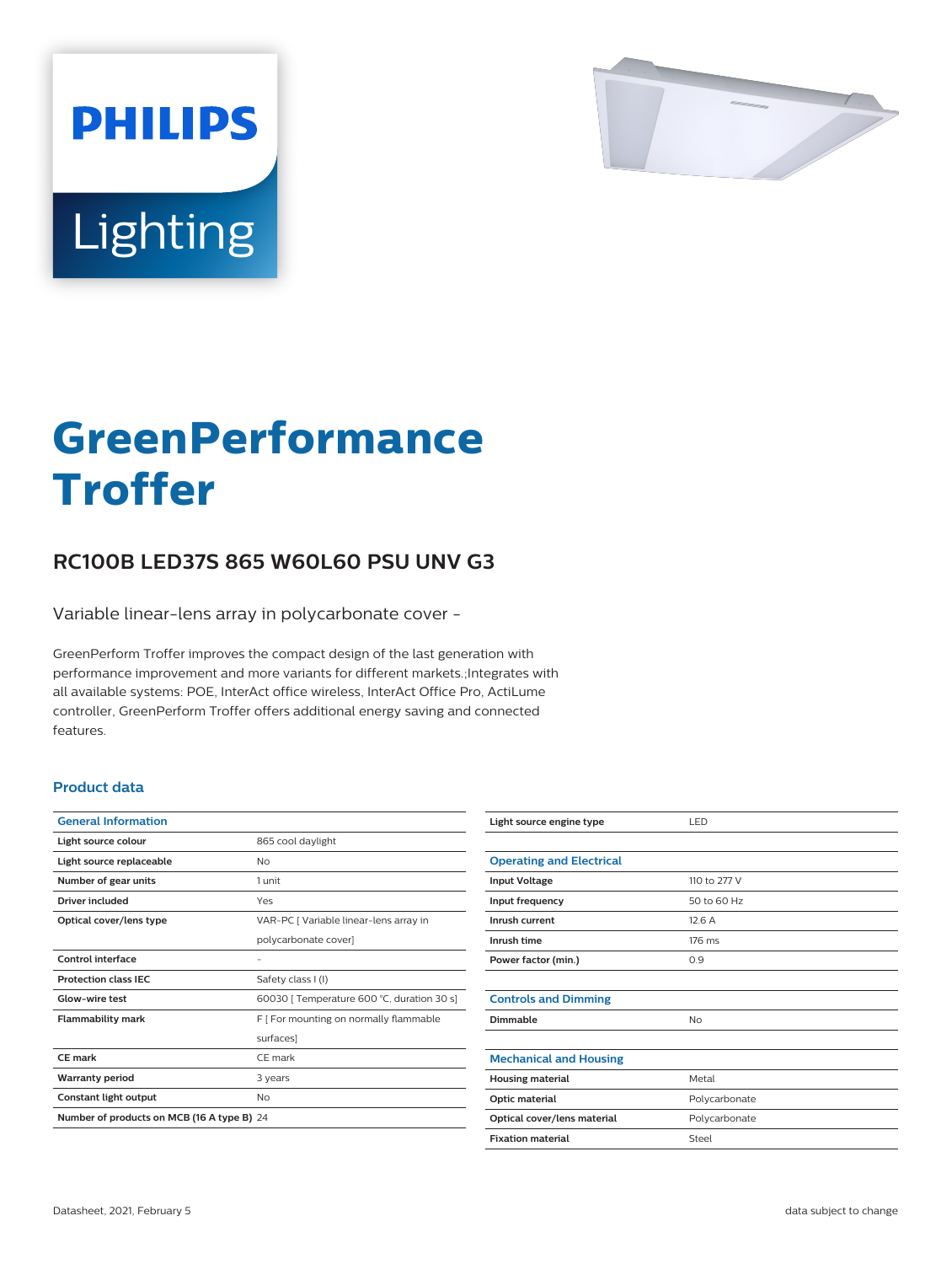PHILIPS

Lighting

# GreenPerformance Troffer

## RC100B LED37S 865 W60L60 PSU UNV G3

Variable linear-lens array in polycarbonate cover -

GreenPerform Troffer improves the compact design of the last generation with performance improvement and more variants for different markets.;Integrates with all available systems: POE, InterAct office wireless, InterAct Office Pro, ActiLume controller, GreenPerform Troffer offers additional energy saving and connected features.

### Product data

| General Information | |
|---|---|
| Light source colour | 865 cool daylight |
| Light source replaceable | No |
| Number of gear units | 1 unit |
| Driver included | Yes |
| Optical cover/lens type | VAR-PC [ Variable linear-lens array in polycarbonate cover] |
| Control interface | - |
| Protection class IEC | Safety class I (I) |
| Glow-wire test | 60030 [ Temperature 600 °C, duration 30 s] |
| Flammability mark | F [ For mounting on normally flammable surfaces] |
| CE mark | CE mark |
| Warranty period | 3 years |
| Constant light output | No |
| Number of products on MCB (16 A type B) | 24 |
| Light source engine type | LED |

| Operating and Electrical | |
|---|---|
| Input Voltage | 110 to 277 V |
| Input frequency | 50 to 60 Hz |
| Inrush current | 12.6 A |
| Inrush time | 176 ms |
| Power factor (min.) | 0.9 |

| Controls and Dimming | |
|---|---|
| Dimmable | No |

| Mechanical and Housing | |
|---|---|
| Housing material | Metal |
| Optic material | Polycarbonate |
| Optical cover/lens material | Polycarbonate |
| Fixation material | Steel |

Datasheet, 2021, February 5

data subject to change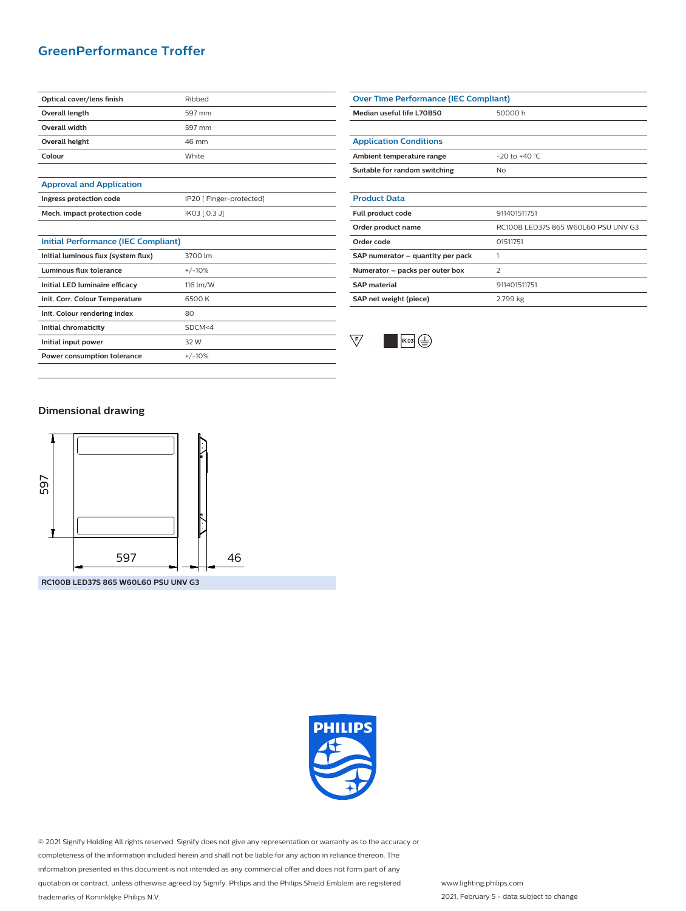## GreenPerformance Troffer

| | |
|---|---|
| Optical cover/lens finish | Ribbed |
| Overall length | 597 mm |
| Overall width | 597 mm |
| Overall height | 46 mm |
| Colour | White |

### Approval and Application

| | |
|---|---|
| Ingress protection code | IP20 [ Finger-protected] |
| Mech. impact protection code | IK03 [ 0.3 J] |

### Initial Performance (IEC Compliant)

| | |
|---|---|
| Initial luminous flux (system flux) | 3700 lm |
| Luminous flux tolerance | +/-10% |
| Initial LED luminaire efficacy | 116 lm/W |
| Init. Corr. Colour Temperature | 6500 K |
| Init. Colour rendering index | 80 |
| Initial chromaticity | SDCM<4 |
| Initial input power | 32 W |
| Power consumption tolerance | +/-10% |

### Over Time Performance (IEC Compliant)

| | |
|---|---|
| Median useful life L70B50 | 50000 h |

### Application Conditions

| | |
|---|---|
| Ambient temperature range | -20 to +40 °C |
| Suitable for random switching | No |

### Product Data

| | |
|---|---|
| Full product code | 911401511751 |
| Order product name | RC100B LED37S 865 W60L60 PSU UNV G3 |
| Order code | 01511751 |
| SAP numerator – quantity per pack | 1 |
| Numerator – packs per outer box | 2 |
| SAP material | 911401511751 |
| SAP net weight (piece) | 2.799 kg |

## Dimensional drawing

597

597

46

**RC100B LED37S 865 W60L60 PSU UNV G3**

© 2021 Signify Holding All rights reserved. Signify does not give any representation or warranty as to the accuracy or completeness of the information included herein and shall not be liable for any action in reliance thereon. The information presented in this document is not intended as any commercial offer and does not form part of any quotation or contract, unless otherwise agreed by Signify. Philips and the Philips Shield Emblem are registered trademarks of Koninklijke Philips N.V.

www.lighting.philips.com

2021, February 5 - data subject to change